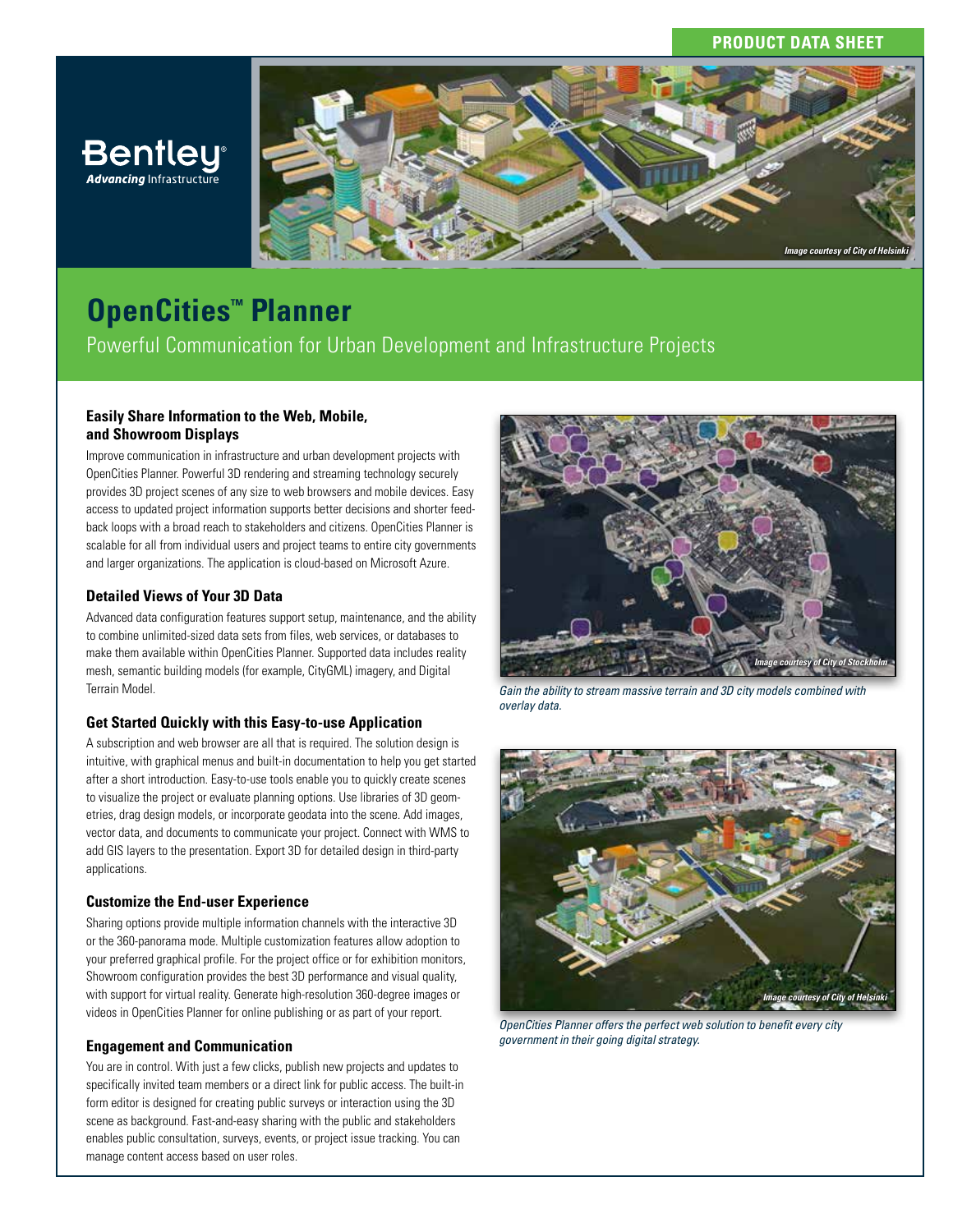PRODUCT DATA SHEET

# OpenCities™ Planner

Powerful Communication for Urban Development and Infrastructure Projects

### Easily Share Information to the Web, Mobile, and Showroom Displays

Improve communication in infrastructure and urban development projects with OpenCities Planner. Powerful 3D rendering and streaming technology securely provides 3D project scenes of any size to web browsers and mobile devices. Easy access to updated project information supports better decisions and shorter feedback loops with a broad reach to stakeholders and citizens. OpenCities Planner is scalable for all from individual users and project teams to entire city governments and larger organizations. The application is cloud-based on Microsoft Azure.

### Detailed Views of Your 3D Data

Advanced data configuration features support setup, maintenance, and the ability to combine unlimited-sized data sets from files, web services, or databases to make them available within OpenCities Planner. Supported data includes reality mesh, semantic building models (for example, CityGML) imagery, and Digital Terrain Model.

### Get Started Quickly with this Easy-to-use Application

A subscription and web browser are all that is required. The solution design is intuitive, with graphical menus and built-in documentation to help you get started after a short introduction. Easy-to-use tools enable you to quickly create scenes to visualize the project or evaluate planning options. Use libraries of 3D geometries, drag design models, or incorporate geodata into the scene. Add images, vector data, and documents to communicate your project. Connect with WMS to add GIS layers to the presentation. Export 3D for detailed design in third-party applications.

### Customize the End-user Experience

Sharing options provide multiple information channels with the interactive 3D or the 360-panorama mode. Multiple customization features allow adoption to your preferred graphical profile. For the project office or for exhibition monitors, Showroom configuration provides the best 3D performance and visual quality, with support for virtual reality. Generate high-resolution 360-degree images or videos in OpenCities Planner for online publishing or as part of your report.

### Engagement and Communication

You are in control. With just a few clicks, publish new projects and updates to specifically invited team members or a direct link for public access. The built-in form editor is designed for creating public surveys or interaction using the 3D scene as background. Fast-and-easy sharing with the public and stakeholders enables public consultation, surveys, events, or project issue tracking. You can manage content access based on user roles.

*Image courtesy of City of Stockholm*

*Gain the ability to stream massive terrain and 3D city models combined with overlay data.*

*Image courtesy of City of Helsinki*

*OpenCities Planner offers the perfect web solution to benefit every city government in their going digital strategy.*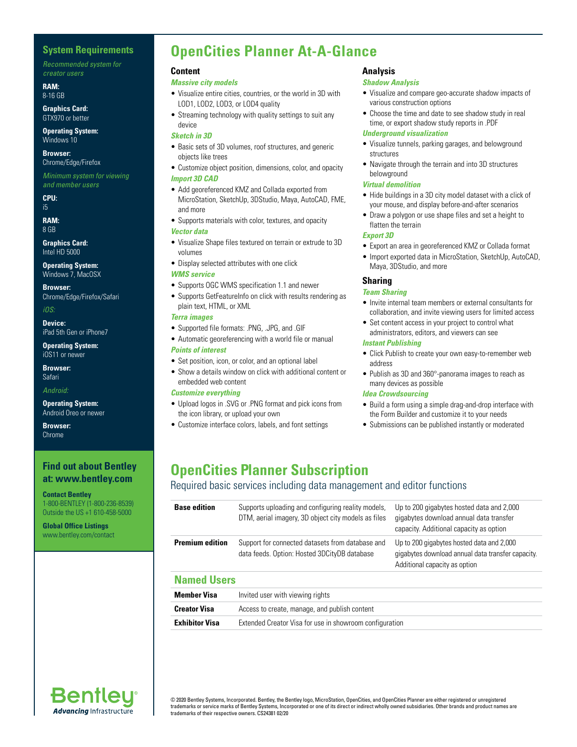## System Requirements

*Recommended system for creator users*

**RAM:**
8-16 GB

**Graphics Card:**
GTX970 or better

**Operating System:**
Windows 10

**Browser:**
Chrome/Edge/Firefox

*Minimum system for viewing and member users*

**CPU:**
i5

**RAM:**
8 GB

**Graphics Card:**
Intel HD 5000

**Operating System:**
Windows 7, MacOSX

**Browser:**
Chrome/Edge/Firefox/Safari

*iOS:*

**Device:**
iPad 5th Gen or iPhone7

**Operating System:**
iOS11 or newer

**Browser:**
Safari

*Android:*

**Operating System:**
Android Oreo or newer

**Browser:**
Chrome

## Find out about Bentley at: www.bentley.com

**Contact Bentley**
1-800-BENTLEY (1-800-236-8539)
Outside the US +1 610-458-5000

**Global Office Listings**
www.bentley.com/contact

# OpenCities Planner At-A-Glance

### Content

***Massive city models***

- Visualize entire cities, countries, or the world in 3D with LOD1, LOD2, LOD3, or LOD4 quality
- Streaming technology with quality settings to suit any device

***Sketch in 3D***

- Basic sets of 3D volumes, roof structures, and generic objects like trees
- Customize object position, dimensions, color, and opacity

***Import 3D CAD***

- Add georeferenced KMZ and Collada exported from MicroStation, SketchUp, 3DStudio, Maya, AutoCAD, FME, and more
- Supports materials with color, textures, and opacity

***Vector data***

- Visualize Shape files textured on terrain or extrude to 3D volumes
- Display selected attributes with one click

***WMS service***

- Supports OGC WMS specification 1.1 and newer
- Supports GetFeatureInfo on click with results rendering as plain text, HTML, or XML

***Terra images***

- Supported file formats: .PNG, .JPG, and .GIF
- Automatic georeferencing with a world file or manual

***Points of interest***

- Set position, icon, or color, and an optional label
- Show a details window on click with additional content or embedded web content

***Customize everything***

- Upload logos in .SVG or .PNG format and pick icons from the icon library, or upload your own
- Customize interface colors, labels, and font settings

### Analysis

***Shadow Analysis***

- Visualize and compare geo-accurate shadow impacts of various construction options
- Choose the time and date to see shadow study in real time, or export shadow study reports in .PDF

***Underground visualization***

- Visualize tunnels, parking garages, and belowground structures
- Navigate through the terrain and into 3D structures belowground

***Virtual demolition***

- Hide buildings in a 3D city model dataset with a click of your mouse, and display before-and-after scenarios
- Draw a polygon or use shape files and set a height to flatten the terrain

***Export 3D***

- Export an area in georeferenced KMZ or Collada format
- Import exported data in MicroStation, SketchUp, AutoCAD, Maya, 3DStudio, and more

### Sharing

***Team Sharing***

- Invite internal team members or external consultants for collaboration, and invite viewing users for limited access
- Set content access in your project to control what administrators, editors, and viewers can see

***Instant Publishing***

- Click Publish to create your own easy-to-remember web address
- Publish as 3D and 360°-panorama images to reach as many devices as possible

***Idea Crowdsourcing***

- Build a form using a simple drag-and-drop interface with the Form Builder and customize it to your needs
- Submissions can be published instantly or moderated

# OpenCities Planner Subscription

Required basic services including data management and editor functions

| | | |
|---|---|---|
| **Base edition** | Supports uploading and configuring reality models, DTM, aerial imagery, 3D object city models as files | Up to 200 gigabytes hosted data and 2,000 gigabytes download annual data transfer capacity. Additional capacity as option |
| **Premium edition** | Support for connected datasets from database and data feeds. Option: Hosted 3DCityDB database | Up to 200 gigabytes hosted data and 2,000 gigabytes download annual data transfer capacity. Additional capacity as option |

## Named Users

| | |
|---|---|
| **Member Visa** | Invited user with viewing rights |
| **Creator Visa** | Access to create, manage, and publish content |
| **Exhibitor Visa** | Extended Creator Visa for use in showroom configuration |

**Bentley**®
*Advancing* Infrastructure

© 2020 Bentley Systems, Incorporated. Bentley, the Bentley logo, MicroStation, OpenCities, and OpenCities Planner are either registered or unregistered trademarks or service marks of Bentley Systems, Incorporated or one of its direct or indirect wholly owned subsidiaries. Other brands and product names are trademarks of their respective owners. CS24381 02/20